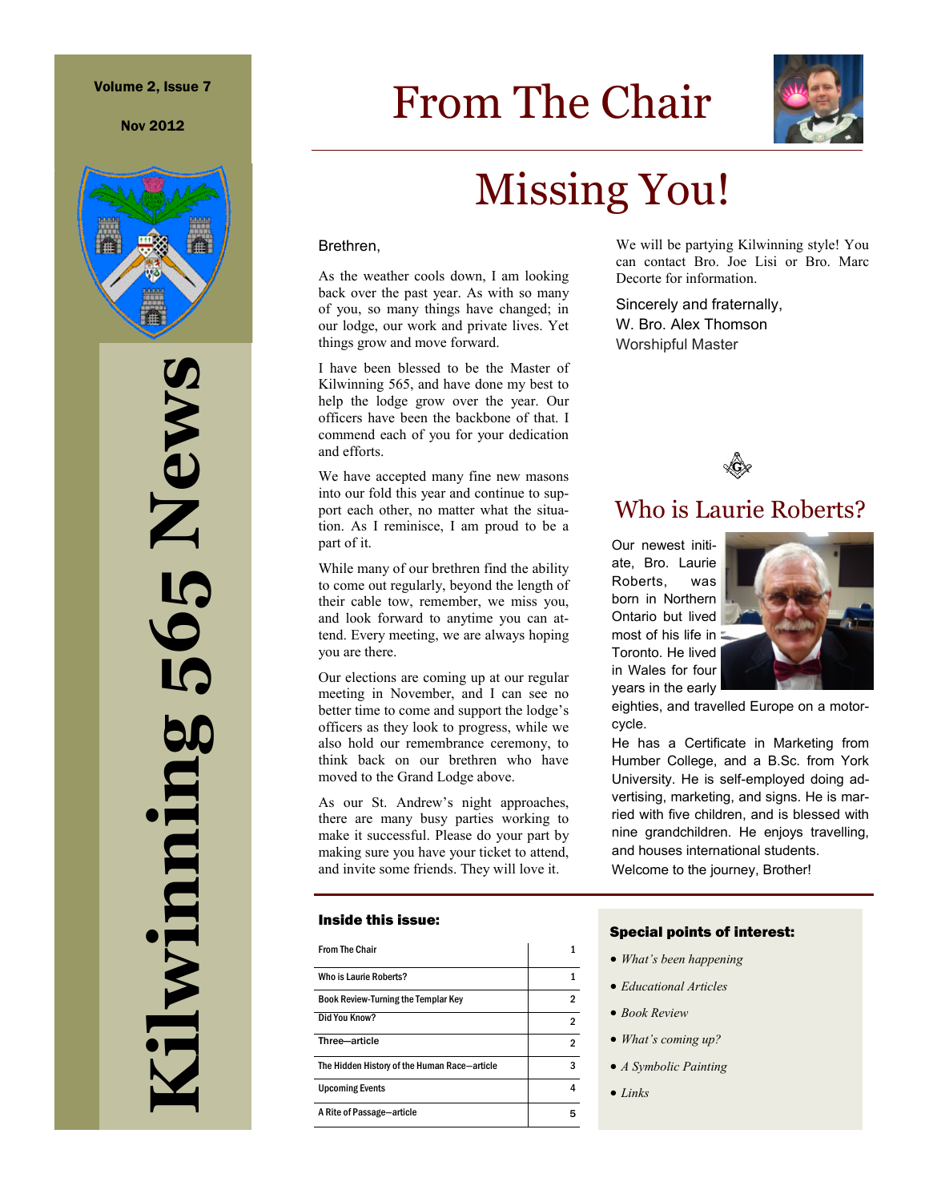# Kilwinning 565 News

Volume 2, Issue 7

Nov 2012

# From The Chair

## Missing You!

Brethren,

As the weather cools down, I am looking back over the past year. As with so many of you, so many things have changed; in our lodge, our work and private lives. Yet things grow and move forward.

I have been blessed to be the Master of Kilwinning 565, and have done my best to help the lodge grow over the year. Our officers have been the backbone of that. I commend each of you for your dedication and efforts.

We have accepted many fine new masons into our fold this year and continue to support each other, no matter what the situation. As I reminisce, I am proud to be a part of it.

While many of our brethren find the ability to come out regularly, beyond the length of their cable tow, remember, we miss you, and look forward to anytime you can attend. Every meeting, we are always hoping you are there.

Our elections are coming up at our regular meeting in November, and I can see no better time to come and support the lodge's officers as they look to progress, while we also hold our remembrance ceremony, to think back on our brethren who have moved to the Grand Lodge above.

As our St. Andrew's night approaches, there are many busy parties working to make it successful. Please do your part by making sure you have your ticket to attend, and invite some friends. They will love it.

We will be partying Kilwinning style! You can contact Bro. Joe Lisi or Bro. Marc Decorte for information.

Sincerely and fraternally,
W. Bro. Alex Thomson
Worshipful Master

## Who is Laurie Roberts?

Our newest initiate, Bro. Laurie Roberts, was born in Northern Ontario but lived most of his life in Toronto. He lived in Wales for four years in the early eighties, and travelled Europe on a motorcycle.

He has a Certificate in Marketing from Humber College, and a B.Sc. from York University. He is self-employed doing advertising, marketing, and signs. He is married with five children, and is blessed with nine grandchildren. He enjoys travelling, and houses international students.

Welcome to the journey, Brother!

### Inside this issue:

| | |
|---|---|
| From The Chair | 1 |
| Who is Laurie Roberts? | 1 |
| Book Review-Turning the Templar Key | 2 |
| Did You Know? | 2 |
| Three—article | 2 |
| The Hidden History of the Human Race—article | 3 |
| Upcoming Events | 4 |
| A Rite of Passage—article | 5 |

### Special points of interest:

- *What's been happening*
- *Educational Articles*
- *Book Review*
- *What's coming up?*
- *A Symbolic Painting*
- *Links*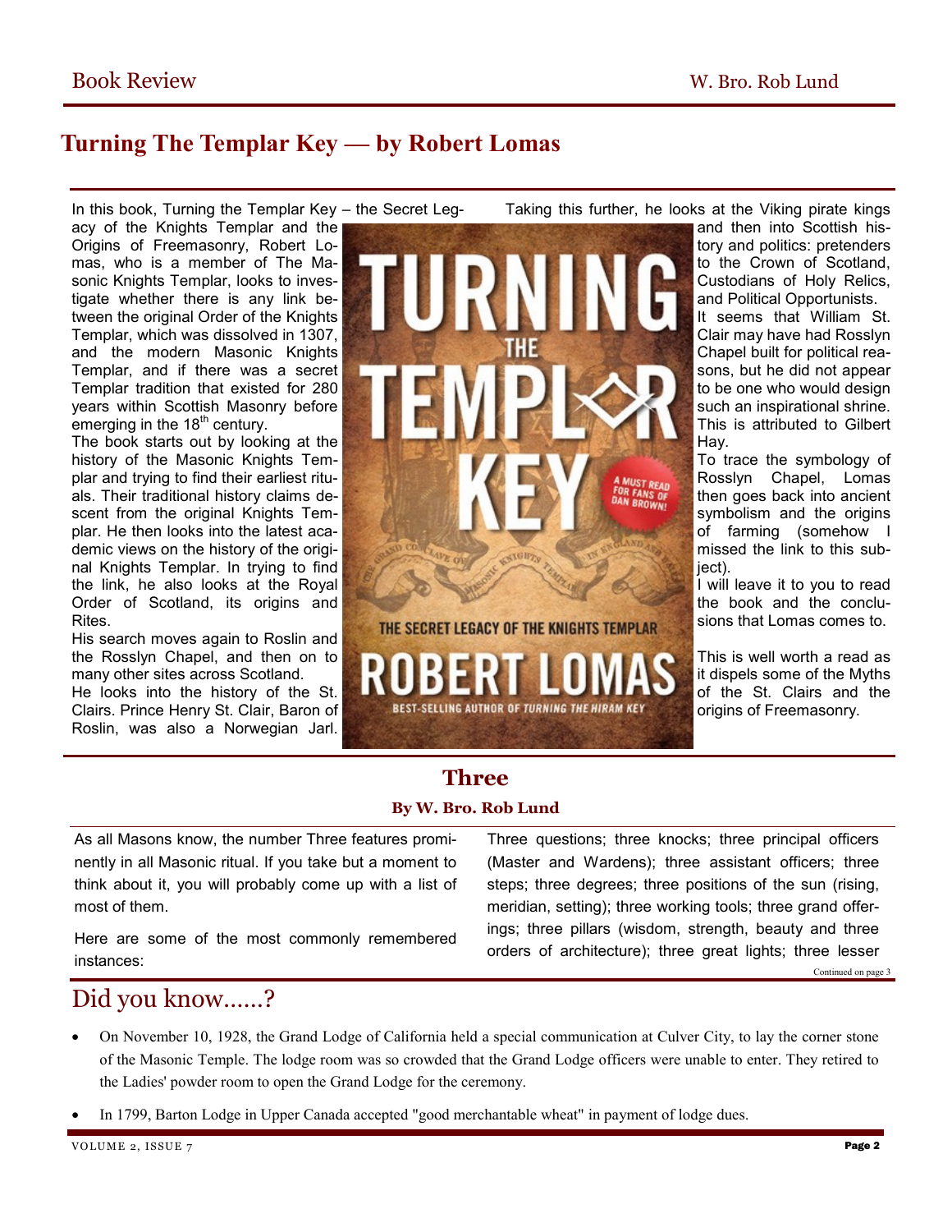## Book Review

W. Bro. Rob Lund

# Turning The Templar Key — by Robert Lomas

In this book, Turning the Templar Key – the Secret Legacy of the Knights Templar and the Origins of Freemasonry, Robert Lomas, who is a member of The Masonic Knights Templar, looks to investigate whether there is any link between the original Order of the Knights Templar, which was dissolved in 1307, and the modern Masonic Knights Templar, and if there was a secret Templar tradition that existed for 280 years within Scottish Masonry before emerging in the 18th century.

The book starts out by looking at the history of the Masonic Knights Templar and trying to find their earliest rituals. Their traditional history claims descent from the original Knights Templar. He then looks into the latest academic views on the history of the original Knights Templar. In trying to find the link, he also looks at the Royal Order of Scotland, its origins and Rites.

His search moves again to Roslin and the Rosslyn Chapel, and then on to many other sites across Scotland.

He looks into the history of the St. Clairs. Prince Henry St. Clair, Baron of Roslin, was also a Norwegian Jarl. Taking this further, he looks at the Viking pirate kings and then into Scottish history and politics: pretenders to the Crown of Scotland, Custodians of Holy Relics, and Political Opportunists.

It seems that William St. Clair may have had Rosslyn Chapel built for political reasons, but he did not appear to be one who would design such an inspirational shrine. This is attributed to Gilbert Hay.

To trace the symbology of Rosslyn Chapel, Lomas then goes back into ancient symbolism and the origins of farming (somehow I missed the link to this subject).

I will leave it to you to read the book and the conclusions that Lomas comes to.

This is well worth a read as it dispels some of the Myths of the St. Clairs and the origins of Freemasonry.

## Three

**By W. Bro. Rob Lund**

As all Masons know, the number Three features prominently in all Masonic ritual. If you take but a moment to think about it, you will probably come up with a list of most of them.

Here are some of the most commonly remembered instances:

Three questions; three knocks; three principal officers (Master and Wardens); three assistant officers; three steps; three degrees; three positions of the sun (rising, meridian, setting); three working tools; three grand offerings; three pillars (wisdom, strength, beauty and three orders of architecture); three great lights; three lesser

Continued on page 3

## Did you know……?

- On November 10, 1928, the Grand Lodge of California held a special communication at Culver City, to lay the corner stone of the Masonic Temple. The lodge room was so crowded that the Grand Lodge officers were unable to enter. They retired to the Ladies' powder room to open the Grand Lodge for the ceremony.
- In 1799, Barton Lodge in Upper Canada accepted "good merchantable wheat" in payment of lodge dues.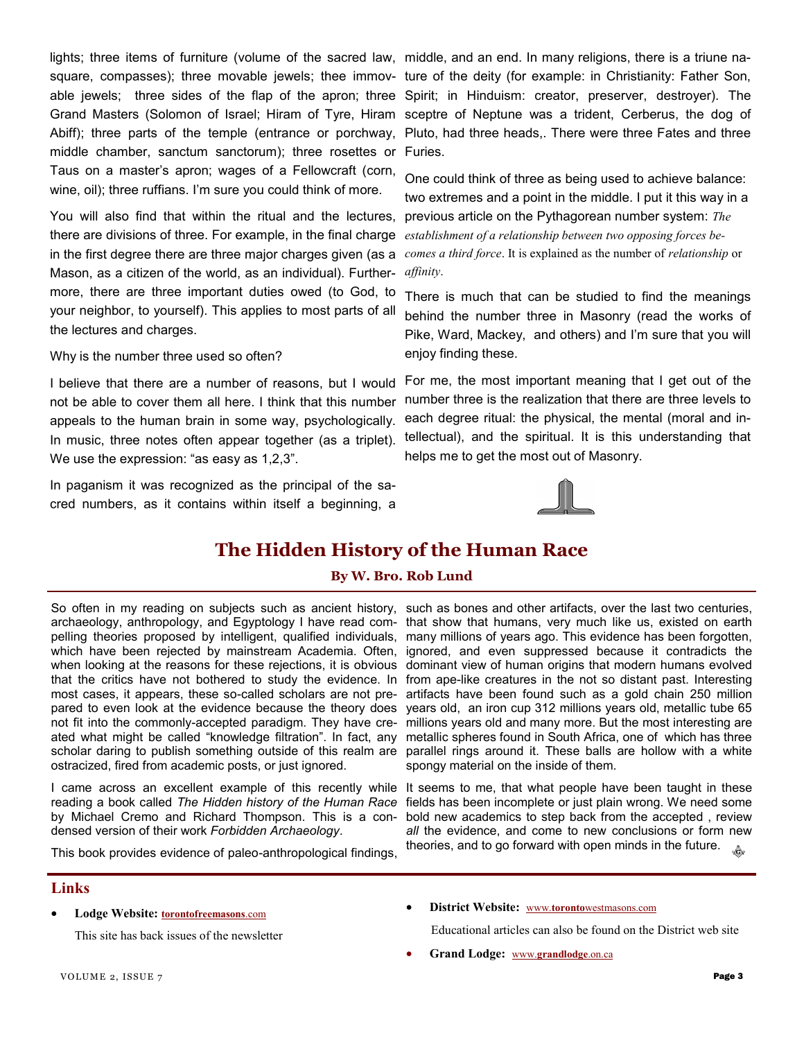lights; three items of furniture (volume of the sacred law, square, compasses); three movable jewels; thee immovable jewels; three sides of the flap of the apron; three Grand Masters (Solomon of Israel; Hiram of Tyre, Hiram Abiff); three parts of the temple (entrance or porchway, middle chamber, sanctum sanctorum); three rosettes or Taus on a master's apron; wages of a Fellowcraft (corn, wine, oil); three ruffians. I'm sure you could think of more.

You will also find that within the ritual and the lectures, there are divisions of three. For example, in the final charge in the first degree there are three major charges given (as a Mason, as a citizen of the world, as an individual). Furthermore, there are three important duties owed (to God, to your neighbor, to yourself). This applies to most parts of all the lectures and charges.

Why is the number three used so often?

I believe that there are a number of reasons, but I would not be able to cover them all here. I think that this number appeals to the human brain in some way, psychologically. In music, three notes often appear together (as a triplet). We use the expression: "as easy as 1,2,3".

In paganism it was recognized as the principal of the sacred numbers, as it contains within itself a beginning, a middle, and an end. In many religions, there is a triune nature of the deity (for example: in Christianity: Father Son, Spirit; in Hinduism: creator, preserver, destroyer). The sceptre of Neptune was a trident, Cerberus, the dog of Pluto, had three heads,. There were three Fates and three Furies.

One could think of three as being used to achieve balance: two extremes and a point in the middle. I put it this way in a previous article on the Pythagorean number system: *The establishment of a relationship between two opposing forces becomes a third force*. It is explained as the number of *relationship* or *affinity*.

There is much that can be studied to find the meanings behind the number three in Masonry (read the works of Pike, Ward, Mackey, and others) and I'm sure that you will enjoy finding these.

For me, the most important meaning that I get out of the number three is the realization that there are three levels to each degree ritual: the physical, the mental (moral and intellectual), and the spiritual. It is this understanding that helps me to get the most out of Masonry.

## The Hidden History of the Human Race

**By W. Bro. Rob Lund**

So often in my reading on subjects such as ancient history, archaeology, anthropology, and Egyptology I have read compelling theories proposed by intelligent, qualified individuals, which have been rejected by mainstream Academia. Often, when looking at the reasons for these rejections, it is obvious that the critics have not bothered to study the evidence. In most cases, it appears, these so-called scholars are not prepared to even look at the evidence because the theory does not fit into the commonly-accepted paradigm. They have created what might be called "knowledge filtration". In fact, any scholar daring to publish something outside of this realm are ostracized, fired from academic posts, or just ignored.

I came across an excellent example of this recently while reading a book called *The Hidden history of the Human Race* by Michael Cremo and Richard Thompson. This is a condensed version of their work *Forbidden Archaeology*.

This book provides evidence of paleo-anthropological findings, such as bones and other artifacts, over the last two centuries, that show that humans, very much like us, existed on earth many millions of years ago. This evidence has been forgotten, ignored, and even suppressed because it contradicts the dominant view of human origins that modern humans evolved from ape-like creatures in the not so distant past. Interesting artifacts have been found such as a gold chain 250 million years old, an iron cup 312 millions years old, metallic tube 65 millions years old and many more. But the most interesting are metallic spheres found in South Africa, one of which has three parallel rings around it. These balls are hollow with a white spongy material on the inside of them.

It seems to me, that what people have been taught in these fields has been incomplete or just plain wrong. We need some bold new academics to step back from the accepted , review *all* the evidence, and come to new conclusions or form new theories, and to go forward with open minds in the future.

## Links

- **Lodge Website:** **torontofreemasons**.com

  This site has back issues of the newsletter

- **District Website:** www.**toronto**westmasons.com

  Educational articles can also be found on the District web site

- **Grand Lodge:** www.**grandlodge**.on.ca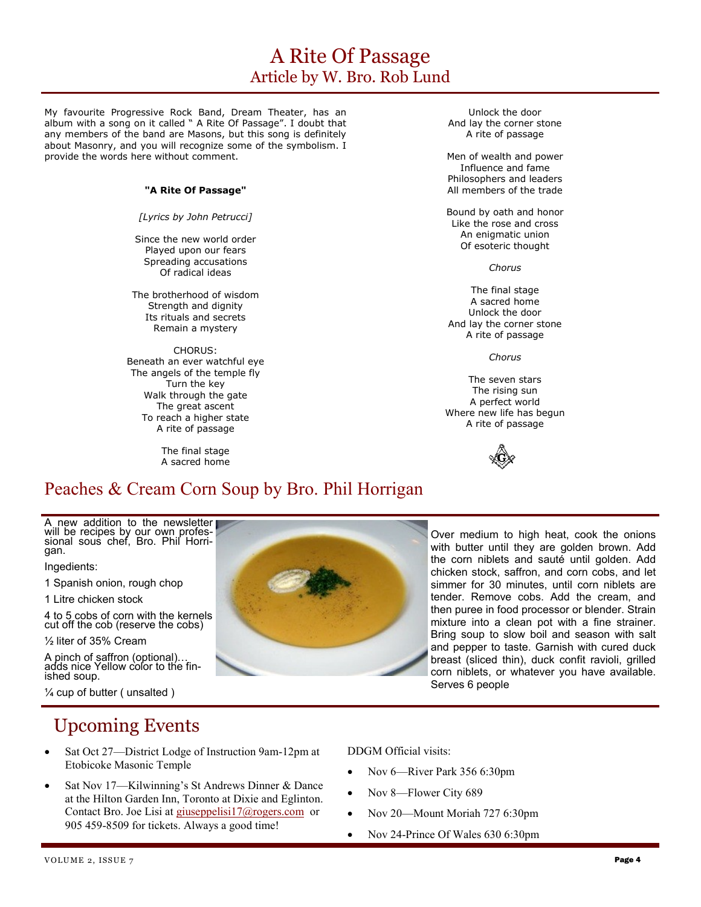# A Rite Of Passage

## Article by W. Bro. Rob Lund

My favourite Progressive Rock Band, Dream Theater, has an album with a song on it called " A Rite Of Passage". I doubt that any members of the band are Masons, but this song is definitely about Masonry, and you will recognize some of the symbolism. I provide the words here without comment.

**"A Rite Of Passage"**

*[Lyrics by John Petrucci]*

Since the new world order
Played upon our fears
Spreading accusations
Of radical ideas

The brotherhood of wisdom
Strength and dignity
Its rituals and secrets
Remain a mystery

CHORUS:
Beneath an ever watchful eye
The angels of the temple fly
Turn the key
Walk through the gate
The great ascent
To reach a higher state
A rite of passage

The final stage
A sacred home
Unlock the door
And lay the corner stone
A rite of passage

Men of wealth and power
Influence and fame
Philosophers and leaders
All members of the trade

Bound by oath and honor
Like the rose and cross
An enigmatic union
Of esoteric thought

*Chorus*

The final stage
A sacred home
Unlock the door
And lay the corner stone
A rite of passage

*Chorus*

The seven stars
The rising sun
A perfect world
Where new life has begun
A rite of passage

# Peaches & Cream Corn Soup by Bro. Phil Horrigan

A new addition to the newsletter will be recipes by our own professional sous chef, Bro. Phil Horrigan.

Ingedients:

1 Spanish onion, rough chop

1 Litre chicken stock

4 to 5 cobs of corn with the kernels cut off the cob (reserve the cobs)

½ liter of 35% Cream

A pinch of saffron (optional)… adds nice Yellow color to the finished soup.

¼ cup of butter ( unsalted )

Over medium to high heat, cook the onions with butter until they are golden brown. Add the corn niblets and sauté until golden. Add chicken stock, saffron, and corn cobs, and let simmer for 30 minutes, until corn niblets are tender. Remove cobs. Add the cream, and then puree in food processor or blender. Strain mixture into a clean pot with a fine strainer. Bring soup to slow boil and season with salt and pepper to taste. Garnish with cured duck breast (sliced thin), duck confit ravioli, grilled corn niblets, or whatever you have available. Serves 6 people

# Upcoming Events

- Sat Oct 27—District Lodge of Instruction 9am-12pm at Etobicoke Masonic Temple
- Sat Nov 17—Kilwinning's St Andrews Dinner & Dance at the Hilton Garden Inn, Toronto at Dixie and Eglinton. Contact Bro. Joe Lisi at giuseppelisi17@rogers.com or 905 459-8509 for tickets. Always a good time!

DDGM Official visits:

- Nov 6—River Park 356 6:30pm
- Nov 8—Flower City 689
- Nov 20—Mount Moriah 727 6:30pm
- Nov 24-Prince Of Wales 630 6:30pm